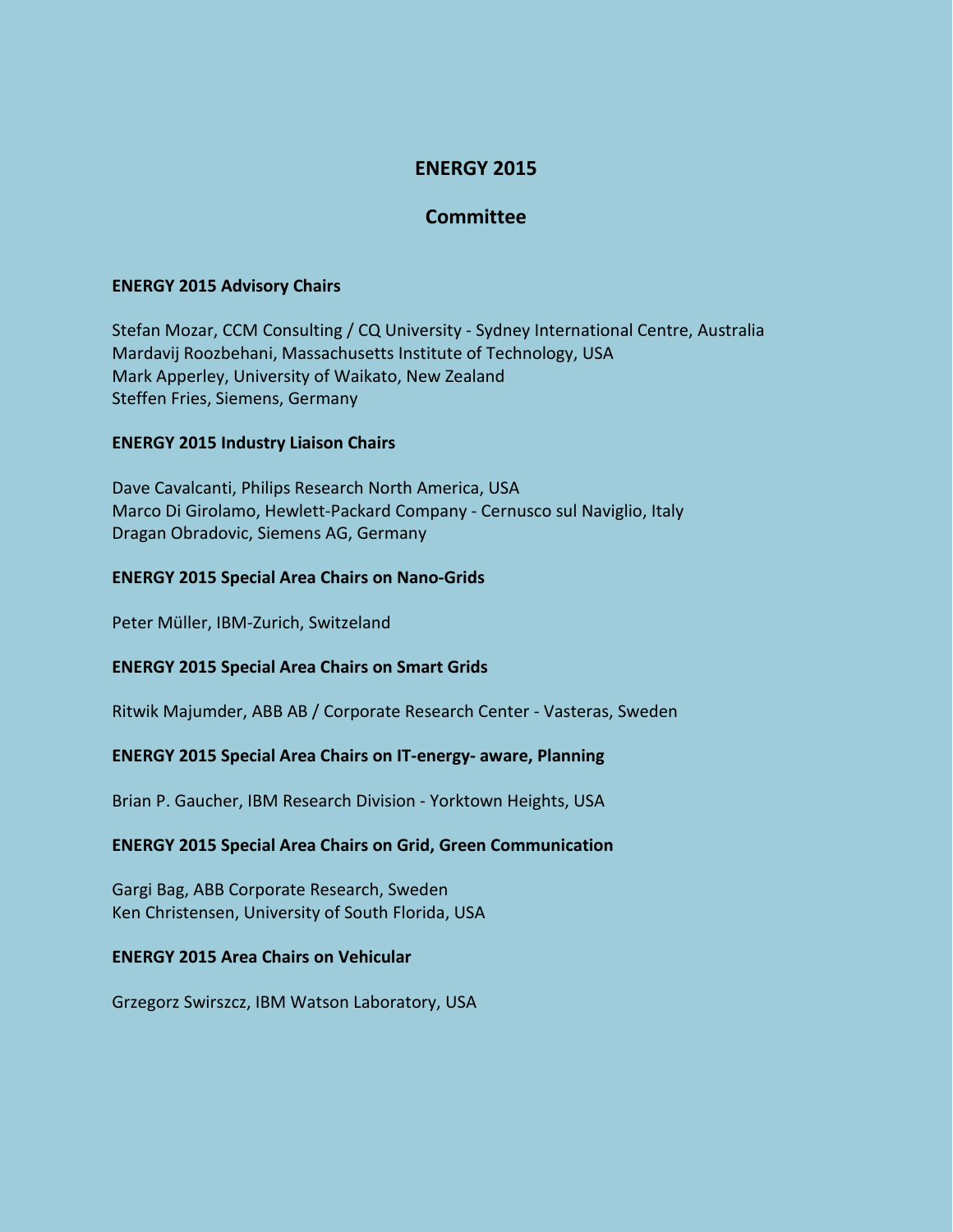# ENERGY 2015

## Committee

### ENERGY 2015 Advisory Chairs

Stefan Mozar, CCM Consulting / CQ University - Sydney International Centre, Australia
Mardavij Roozbehani, Massachusetts Institute of Technology, USA
Mark Apperley, University of Waikato, New Zealand
Steffen Fries, Siemens, Germany

### ENERGY 2015 Industry Liaison Chairs

Dave Cavalcanti, Philips Research North America, USA
Marco Di Girolamo, Hewlett-Packard Company - Cernusco sul Naviglio, Italy
Dragan Obradovic, Siemens AG, Germany

### ENERGY 2015 Special Area Chairs on Nano-Grids

Peter Müller, IBM-Zurich, Switzerland

### ENERGY 2015 Special Area Chairs on Smart Grids

Ritwik Majumder, ABB AB / Corporate Research Center - Vasteras, Sweden

### ENERGY 2015 Special Area Chairs on IT-energy- aware, Planning

Brian P. Gaucher, IBM Research Division - Yorktown Heights, USA

### ENERGY 2015 Special Area Chairs on Grid, Green Communication

Gargi Bag, ABB Corporate Research, Sweden
Ken Christensen, University of South Florida, USA

### ENERGY 2015 Area Chairs on Vehicular

Grzegorz Swirszcz, IBM Watson Laboratory, USA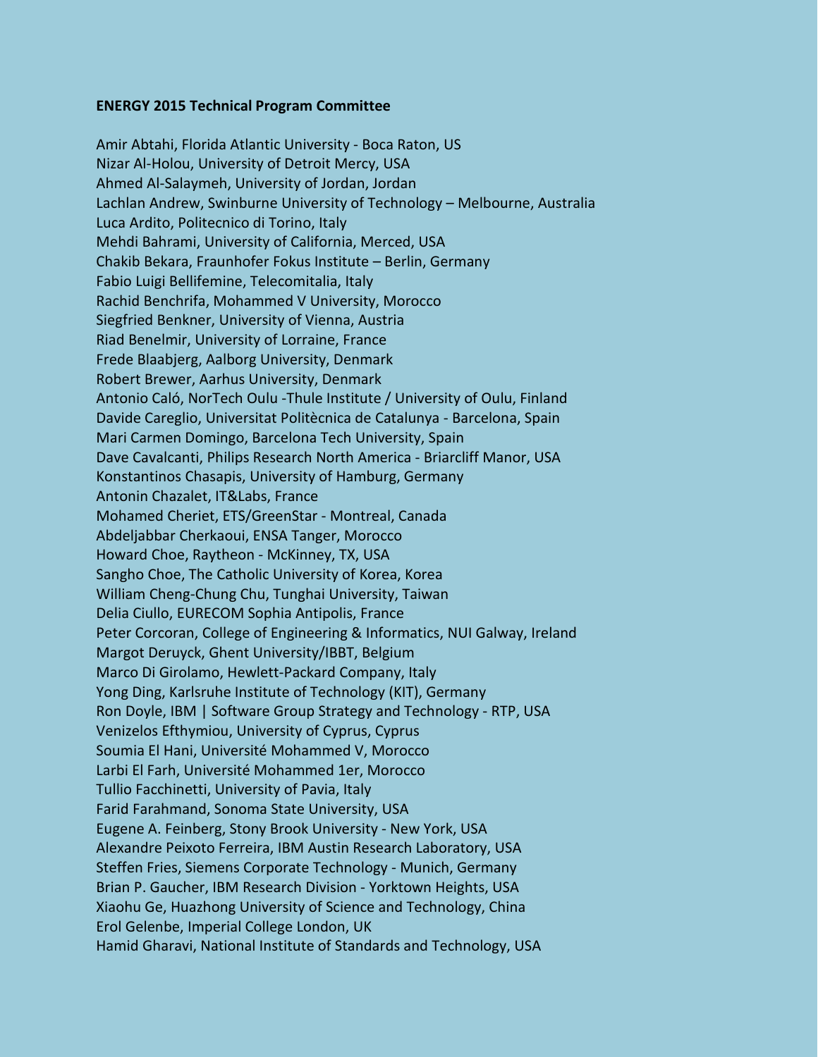**ENERGY 2015 Technical Program Committee**

Amir Abtahi, Florida Atlantic University - Boca Raton, US
Nizar Al-Holou, University of Detroit Mercy, USA
Ahmed Al-Salaymeh, University of Jordan, Jordan
Lachlan Andrew, Swinburne University of Technology – Melbourne, Australia
Luca Ardito, Politecnico di Torino, Italy
Mehdi Bahrami, University of California, Merced, USA
Chakib Bekara, Fraunhofer Fokus Institute – Berlin, Germany
Fabio Luigi Bellifemine, Telecomitalia, Italy
Rachid Benchrifa, Mohammed V University, Morocco
Siegfried Benkner, University of Vienna, Austria
Riad Benelmir, University of Lorraine, France
Frede Blaabjerg, Aalborg University, Denmark
Robert Brewer, Aarhus University, Denmark
Antonio Caló, NorTech Oulu -Thule Institute / University of Oulu, Finland
Davide Careglio, Universitat Politècnica de Catalunya - Barcelona, Spain
Mari Carmen Domingo, Barcelona Tech University, Spain
Dave Cavalcanti, Philips Research North America - Briarcliff Manor, USA
Konstantinos Chasapis, University of Hamburg, Germany
Antonin Chazalet, IT&Labs, France
Mohamed Cheriet, ETS/GreenStar - Montreal, Canada
Abdeljabbar Cherkaoui, ENSA Tanger, Morocco
Howard Choe, Raytheon - McKinney, TX, USA
Sangho Choe, The Catholic University of Korea, Korea
William Cheng-Chung Chu, Tunghai University, Taiwan
Delia Ciullo, EURECOM Sophia Antipolis, France
Peter Corcoran, College of Engineering & Informatics, NUI Galway, Ireland
Margot Deruyck, Ghent University/IBBT, Belgium
Marco Di Girolamo, Hewlett-Packard Company, Italy
Yong Ding, Karlsruhe Institute of Technology (KIT), Germany
Ron Doyle, IBM | Software Group Strategy and Technology - RTP, USA
Venizelos Efthymiou, University of Cyprus, Cyprus
Soumia El Hani, Université Mohammed V, Morocco
Larbi El Farh, Université Mohammed 1er, Morocco
Tullio Facchinetti, University of Pavia, Italy
Farid Farahmand, Sonoma State University, USA
Eugene A. Feinberg, Stony Brook University - New York, USA
Alexandre Peixoto Ferreira, IBM Austin Research Laboratory, USA
Steffen Fries, Siemens Corporate Technology - Munich, Germany
Brian P. Gaucher, IBM Research Division - Yorktown Heights, USA
Xiaohu Ge, Huazhong University of Science and Technology, China
Erol Gelenbe, Imperial College London, UK
Hamid Gharavi, National Institute of Standards and Technology, USA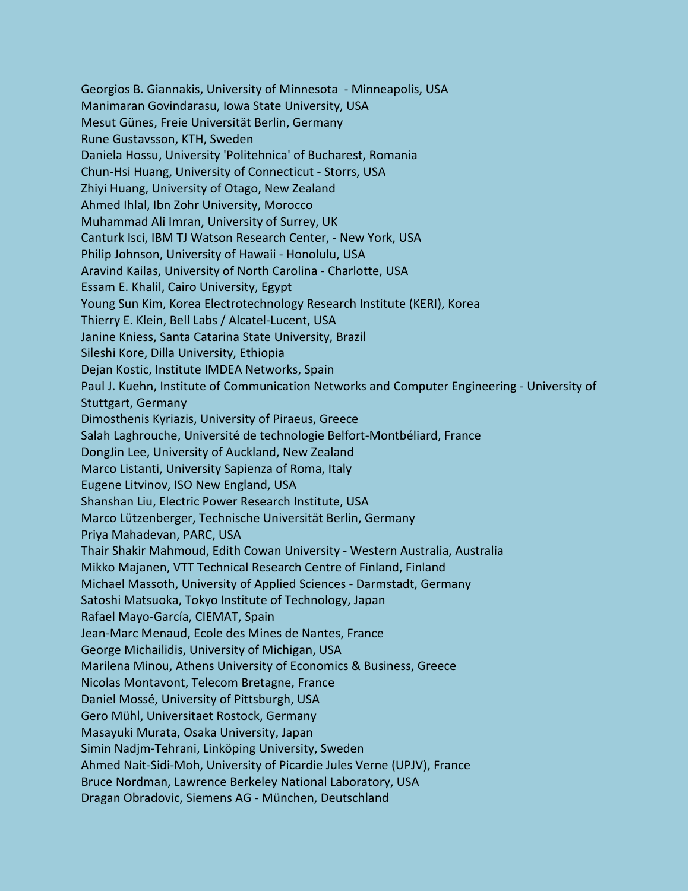Georgios B. Giannakis, University of Minnesota  - Minneapolis, USA
Manimaran Govindarasu, Iowa State University, USA
Mesut Günes, Freie Universität Berlin, Germany
Rune Gustavsson, KTH, Sweden
Daniela Hossu, University 'Politehnica' of Bucharest, Romania
Chun-Hsi Huang, University of Connecticut - Storrs, USA
Zhiyi Huang, University of Otago, New Zealand
Ahmed Ihlal, Ibn Zohr University, Morocco
Muhammad Ali Imran, University of Surrey, UK
Canturk Isci, IBM TJ Watson Research Center, - New York, USA
Philip Johnson, University of Hawaii - Honolulu, USA
Aravind Kailas, University of North Carolina - Charlotte, USA
Essam E. Khalil, Cairo University, Egypt
Young Sun Kim, Korea Electrotechnology Research Institute (KERI), Korea
Thierry E. Klein, Bell Labs / Alcatel-Lucent, USA
Janine Kniess, Santa Catarina State University, Brazil
Sileshi Kore, Dilla University, Ethiopia
Dejan Kostic, Institute IMDEA Networks, Spain
Paul J. Kuehn, Institute of Communication Networks and Computer Engineering - University of Stuttgart, Germany
Dimosthenis Kyriazis, University of Piraeus, Greece
Salah Laghrouche, Université de technologie Belfort-Montbéliard, France
DongJin Lee, University of Auckland, New Zealand
Marco Listanti, University Sapienza of Roma, Italy
Eugene Litvinov, ISO New England, USA
Shanshan Liu, Electric Power Research Institute, USA
Marco Lützenberger, Technische Universität Berlin, Germany
Priya Mahadevan, PARC, USA
Thair Shakir Mahmoud, Edith Cowan University - Western Australia, Australia
Mikko Majanen, VTT Technical Research Centre of Finland, Finland
Michael Massoth, University of Applied Sciences - Darmstadt, Germany
Satoshi Matsuoka, Tokyo Institute of Technology, Japan
Rafael Mayo-García, CIEMAT, Spain
Jean-Marc Menaud, Ecole des Mines de Nantes, France
George Michailidis, University of Michigan, USA
Marilena Minou, Athens University of Economics & Business, Greece
Nicolas Montavont, Telecom Bretagne, France
Daniel Mossé, University of Pittsburgh, USA
Gero Mühl, Universitaet Rostock, Germany
Masayuki Murata, Osaka University, Japan
Simin Nadjm-Tehrani, Linköping University, Sweden
Ahmed Nait-Sidi-Moh, University of Picardie Jules Verne (UPJV), France
Bruce Nordman, Lawrence Berkeley National Laboratory, USA
Dragan Obradovic, Siemens AG - München, Deutschland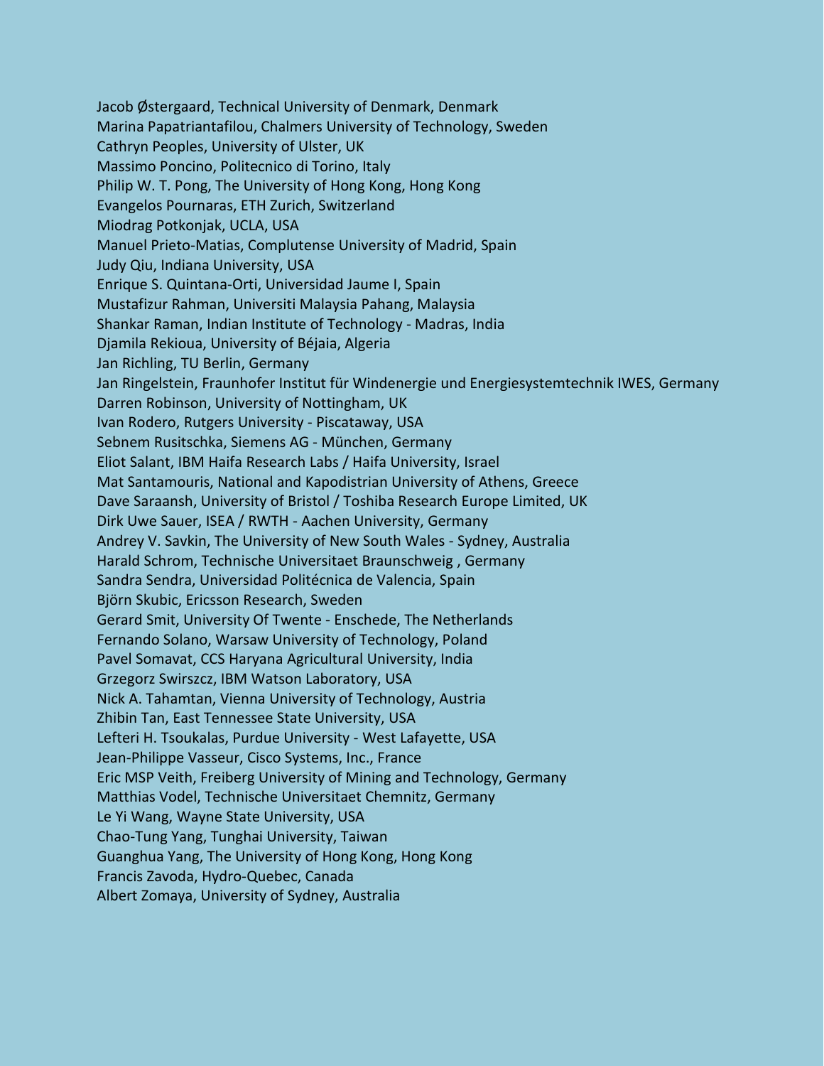Jacob Østergaard, Technical University of Denmark, Denmark
Marina Papatriantafilou, Chalmers University of Technology, Sweden
Cathryn Peoples, University of Ulster, UK
Massimo Poncino, Politecnico di Torino, Italy
Philip W. T. Pong, The University of Hong Kong, Hong Kong
Evangelos Pournaras, ETH Zurich, Switzerland
Miodrag Potkonjak, UCLA, USA
Manuel Prieto-Matias, Complutense University of Madrid, Spain
Judy Qiu, Indiana University, USA
Enrique S. Quintana-Orti, Universidad Jaume I, Spain
Mustafizur Rahman, Universiti Malaysia Pahang, Malaysia
Shankar Raman, Indian Institute of Technology - Madras, India
Djamila Rekioua, University of Béjaia, Algeria
Jan Richling, TU Berlin, Germany
Jan Ringelstein, Fraunhofer Institut für Windenergie und Energiesystemtechnik IWES, Germany
Darren Robinson, University of Nottingham, UK
Ivan Rodero, Rutgers University - Piscataway, USA
Sebnem Rusitschka, Siemens AG - München, Germany
Eliot Salant, IBM Haifa Research Labs / Haifa University, Israel
Mat Santamouris, National and Kapodistrian University of Athens, Greece
Dave Saraansh, University of Bristol / Toshiba Research Europe Limited, UK
Dirk Uwe Sauer, ISEA / RWTH - Aachen University, Germany
Andrey V. Savkin, The University of New South Wales - Sydney, Australia
Harald Schrom, Technische Universitaet Braunschweig , Germany
Sandra Sendra, Universidad Politécnica de Valencia, Spain
Björn Skubic, Ericsson Research, Sweden
Gerard Smit, University Of Twente - Enschede, The Netherlands
Fernando Solano, Warsaw University of Technology, Poland
Pavel Somavat, CCS Haryana Agricultural University, India
Grzegorz Swirszcz, IBM Watson Laboratory, USA
Nick A. Tahamtan, Vienna University of Technology, Austria
Zhibin Tan, East Tennessee State University, USA
Lefteri H. Tsoukalas, Purdue University - West Lafayette, USA
Jean-Philippe Vasseur, Cisco Systems, Inc., France
Eric MSP Veith, Freiberg University of Mining and Technology, Germany
Matthias Vodel, Technische Universitaet Chemnitz, Germany
Le Yi Wang, Wayne State University, USA
Chao-Tung Yang, Tunghai University, Taiwan
Guanghua Yang, The University of Hong Kong, Hong Kong
Francis Zavoda, Hydro-Quebec, Canada
Albert Zomaya, University of Sydney, Australia